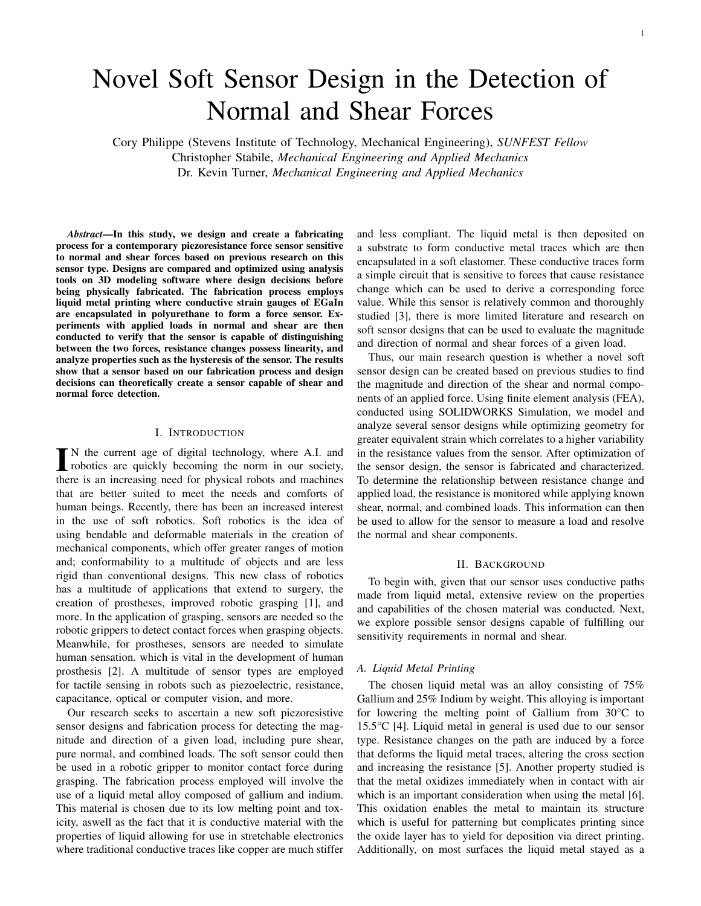# Novel Soft Sensor Design in the Detection of Normal and Shear Forces

Cory Philippe (Stevens Institute of Technology, Mechanical Engineering), *SUNFEST Fellow*
Christopher Stabile, *Mechanical Engineering and Applied Mechanics*
Dr. Kevin Turner, *Mechanical Engineering and Applied Mechanics*

***Abstract*—In this study, we design and create a fabricating process for a contemporary piezoresistance force sensor sensitive to normal and shear forces based on previous research on this sensor type. Designs are compared and optimized using analysis tools on 3D modeling software where design decisions before being physically fabricated. The fabrication process employs liquid metal printing where conductive strain gauges of EGaIn are encapsulated in polyurethane to form a force sensor. Experiments with applied loads in normal and shear are then conducted to verify that the sensor is capable of distinguishing between the two forces, resistance changes possess linearity, and analyze properties such as the hysteresis of the sensor. The results show that a sensor based on our fabrication process and design decisions can theoretically create a sensor capable of shear and normal force detection.**

## I. Introduction

In the current age of digital technology, where A.I. and robotics are quickly becoming the norm in our society, there is an increasing need for physical robots and machines that are better suited to meet the needs and comforts of human beings. Recently, there has been an increased interest in the use of soft robotics. Soft robotics is the idea of using bendable and deformable materials in the creation of mechanical components, which offer greater ranges of motion and; conformability to a multitude of objects and are less rigid than conventional designs. This new class of robotics has a multitude of applications that extend to surgery, the creation of prostheses, improved robotic grasping [1], and more. In the application of grasping, sensors are needed so the robotic grippers to detect contact forces when grasping objects. Meanwhile, for prostheses, sensors are needed to simulate human sensation. which is vital in the development of human prosthesis [2]. A multitude of sensor types are employed for tactile sensing in robots such as piezoelectric, resistance, capacitance, optical or computer vision, and more.

Our research seeks to ascertain a new soft piezoresistive sensor designs and fabrication process for detecting the magnitude and direction of a given load, including pure shear, pure normal, and combined loads. The soft sensor could then be used in a robotic gripper to monitor contact force during grasping. The fabrication process employed will involve the use of a liquid metal alloy composed of gallium and indium. This material is chosen due to its low melting point and toxicity, aswell as the fact that it is conductive material with the properties of liquid allowing for use in stretchable electronics where traditional conductive traces like copper are much stiffer and less compliant. The liquid metal is then deposited on a substrate to form conductive metal traces which are then encapsulated in a soft elastomer. These conductive traces form a simple circuit that is sensitive to forces that cause resistance change which can be used to derive a corresponding force value. While this sensor is relatively common and thoroughly studied [3], there is more limited literature and research on soft sensor designs that can be used to evaluate the magnitude and direction of normal and shear forces of a given load.

Thus, our main research question is whether a novel soft sensor design can be created based on previous studies to find the magnitude and direction of the shear and normal components of an applied force. Using finite element analysis (FEA), conducted using SOLIDWORKS Simulation, we model and analyze several sensor designs while optimizing geometry for greater equivalent strain which correlates to a higher variability in the resistance values from the sensor. After optimization of the sensor design, the sensor is fabricated and characterized. To determine the relationship between resistance change and applied load, the resistance is monitored while applying known shear, normal, and combined loads. This information can then be used to allow for the sensor to measure a load and resolve the normal and shear components.

## II. Background

To begin with, given that our sensor uses conductive paths made from liquid metal, extensive review on the properties and capabilities of the chosen material was conducted. Next, we explore possible sensor designs capable of fulfilling our sensitivity requirements in normal and shear.

### A. Liquid Metal Printing

The chosen liquid metal was an alloy consisting of 75% Gallium and 25% Indium by weight. This alloying is important for lowering the melting point of Gallium from 30°C to 15.5°C [4]. Liquid metal in general is used due to our sensor type. Resistance changes on the path are induced by a force that deforms the liquid metal traces, altering the cross section and increasing the resistance [5]. Another property studied is that the metal oxidizes immediately when in contact with air which is an important consideration when using the metal [6]. This oxidation enables the metal to maintain its structure which is useful for patterning but complicates printing since the oxide layer has to yield for deposition via direct printing. Additionally, on most surfaces the liquid metal stayed as a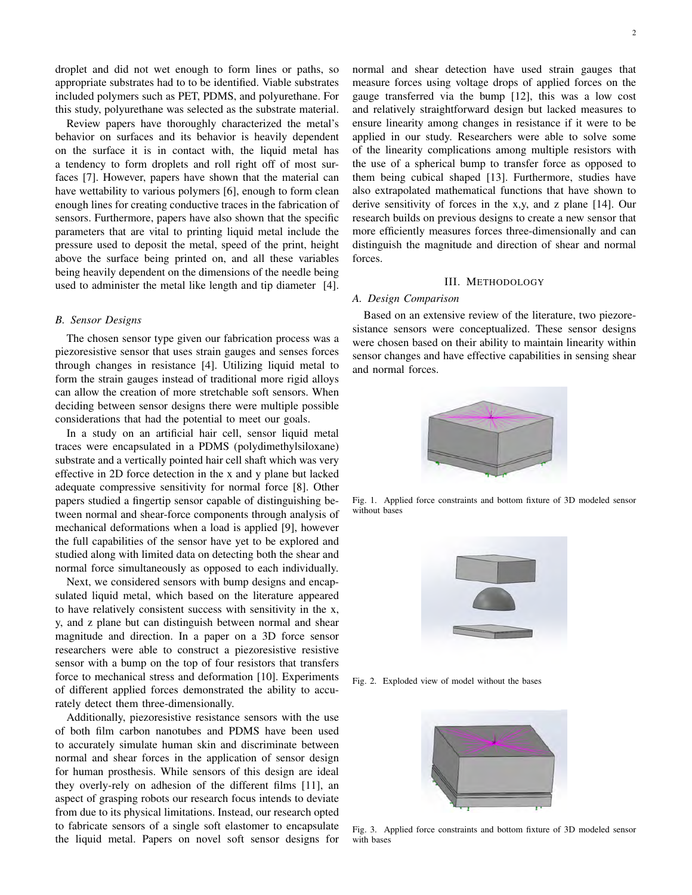droplet and did not wet enough to form lines or paths, so appropriate substrates had to to be identified. Viable substrates included polymers such as PET, PDMS, and polyurethane. For this study, polyurethane was selected as the substrate material.

Review papers have thoroughly characterized the metal's behavior on surfaces and its behavior is heavily dependent on the surface it is in contact with, the liquid metal has a tendency to form droplets and roll right off of most surfaces [7]. However, papers have shown that the material can have wettability to various polymers [6], enough to form clean enough lines for creating conductive traces in the fabrication of sensors. Furthermore, papers have also shown that the specific parameters that are vital to printing liquid metal include the pressure used to deposit the metal, speed of the print, height above the surface being printed on, and all these variables being heavily dependent on the dimensions of the needle being used to administer the metal like length and tip diameter [4].

### B. Sensor Designs

The chosen sensor type given our fabrication process was a piezoresistive sensor that uses strain gauges and senses forces through changes in resistance [4]. Utilizing liquid metal to form the strain gauges instead of traditional more rigid alloys can allow the creation of more stretchable soft sensors. When deciding between sensor designs there were multiple possible considerations that had the potential to meet our goals.

In a study on an artificial hair cell, sensor liquid metal traces were encapsulated in a PDMS (polydimethylsiloxane) substrate and a vertically pointed hair cell shaft which was very effective in 2D force detection in the x and y plane but lacked adequate compressive sensitivity for normal force [8]. Other papers studied a fingertip sensor capable of distinguishing between normal and shear-force components through analysis of mechanical deformations when a load is applied [9], however the full capabilities of the sensor have yet to be explored and studied along with limited data on detecting both the shear and normal force simultaneously as opposed to each individually.

Next, we considered sensors with bump designs and encapsulated liquid metal, which based on the literature appeared to have relatively consistent success with sensitivity in the x, y, and z plane but can distinguish between normal and shear magnitude and direction. In a paper on a 3D force sensor researchers were able to construct a piezoresistive resistive sensor with a bump on the top of four resistors that transfers force to mechanical stress and deformation [10]. Experiments of different applied forces demonstrated the ability to accurately detect them three-dimensionally.

Additionally, piezoresistive resistance sensors with the use of both film carbon nanotubes and PDMS have been used to accurately simulate human skin and discriminate between normal and shear forces in the application of sensor design for human prosthesis. While sensors of this design are ideal they overly-rely on adhesion of the different films [11], an aspect of grasping robots our research focus intends to deviate from due to its physical limitations. Instead, our research opted to fabricate sensors of a single soft elastomer to encapsulate the liquid metal. Papers on novel soft sensor designs for normal and shear detection have used strain gauges that measure forces using voltage drops of applied forces on the gauge transferred via the bump [12], this was a low cost and relatively straightforward design but lacked measures to ensure linearity among changes in resistance if it were to be applied in our study. Researchers were able to solve some of the linearity complications among multiple resistors with the use of a spherical bump to transfer force as opposed to them being cubical shaped [13]. Furthermore, studies have also extrapolated mathematical functions that have shown to derive sensitivity of forces in the x,y, and z plane [14]. Our research builds on previous designs to create a new sensor that more efficiently measures forces three-dimensionally and can distinguish the magnitude and direction of shear and normal forces.

## III. Methodology

### A. Design Comparison

Based on an extensive review of the literature, two piezoresistance sensors were conceptualized. These sensor designs were chosen based on their ability to maintain linearity within sensor changes and have effective capabilities in sensing shear and normal forces.

Fig. 1. Applied force constraints and bottom fixture of 3D modeled sensor without bases

Fig. 2. Exploded view of model without the bases

Fig. 3. Applied force constraints and bottom fixture of 3D modeled sensor with bases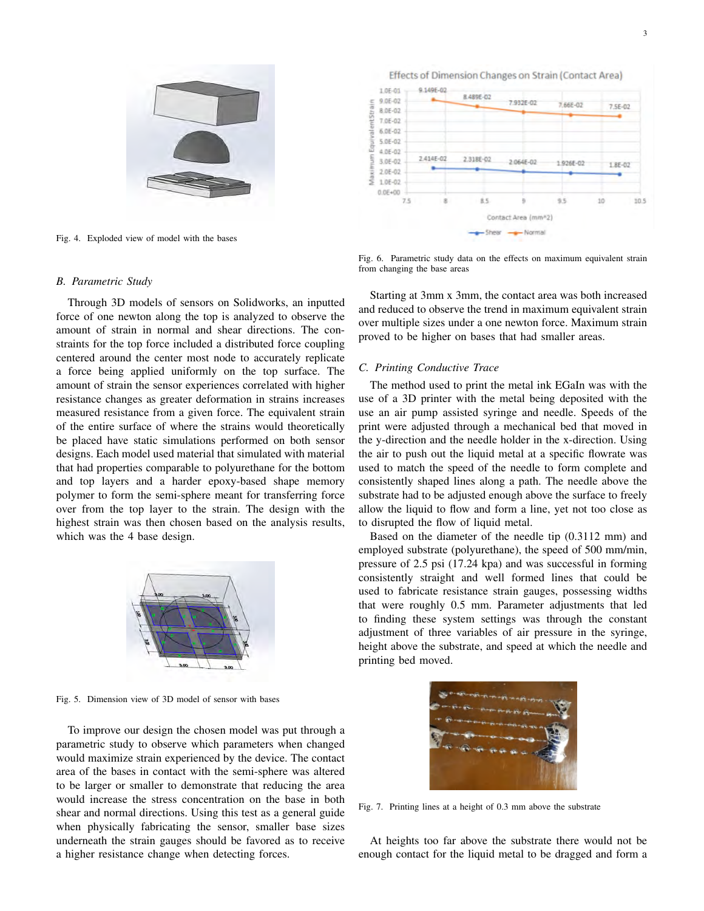Fig. 4. Exploded view of model with the bases

### B. Parametric Study

Through 3D models of sensors on Solidworks, an inputted force of one newton along the top is analyzed to observe the amount of strain in normal and shear directions. The constraints for the top force included a distributed force coupling centered around the center most node to accurately replicate a force being applied uniformly on the top surface. The amount of strain the sensor experiences correlated with higher resistance changes as greater deformation in strains increases measured resistance from a given force. The equivalent strain of the entire surface of where the strains would theoretically be placed have static simulations performed on both sensor designs. Each model used material that simulated with material that had properties comparable to polyurethane for the bottom and top layers and a harder epoxy-based shape memory polymer to form the semi-sphere meant for transferring force over from the top layer to the strain. The design with the highest strain was then chosen based on the analysis results, which was the 4 base design.

Fig. 5. Dimension view of 3D model of sensor with bases

To improve our design the chosen model was put through a parametric study to observe which parameters when changed would maximize strain experienced by the device. The contact area of the bases in contact with the semi-sphere was altered to be larger or smaller to demonstrate that reducing the area would increase the stress concentration on the base in both shear and normal directions. Using this test as a general guide when physically fabricating the sensor, smaller base sizes underneath the strain gauges should be favored as to receive a higher resistance change when detecting forces.

Fig. 6. Parametric study data on the effects on maximum equivalent strain from changing the base areas

Starting at 3mm x 3mm, the contact area was both increased and reduced to observe the trend in maximum equivalent strain over multiple sizes under a one newton force. Maximum strain proved to be higher on bases that had smaller areas.

### C. Printing Conductive Trace

The method used to print the metal ink EGaIn was with the use of a 3D printer with the metal being deposited with the use an air pump assisted syringe and needle. Speeds of the print were adjusted through a mechanical bed that moved in the y-direction and the needle holder in the x-direction. Using the air to push out the liquid metal at a specific flowrate was used to match the speed of the needle to form complete and consistently shaped lines along a path. The needle above the substrate had to be adjusted enough above the surface to freely allow the liquid to flow and form a line, yet not too close as to disrupted the flow of liquid metal.

Based on the diameter of the needle tip (0.3112 mm) and employed substrate (polyurethane), the speed of 500 mm/min, pressure of 2.5 psi (17.24 kpa) and was successful in forming consistently straight and well formed lines that could be used to fabricate resistance strain gauges, possessing widths that were roughly 0.5 mm. Parameter adjustments that led to finding these system settings was through the constant adjustment of three variables of air pressure in the syringe, height above the substrate, and speed at which the needle and printing bed moved.

Fig. 7. Printing lines at a height of 0.3 mm above the substrate

At heights too far above the substrate there would not be enough contact for the liquid metal to be dragged and form a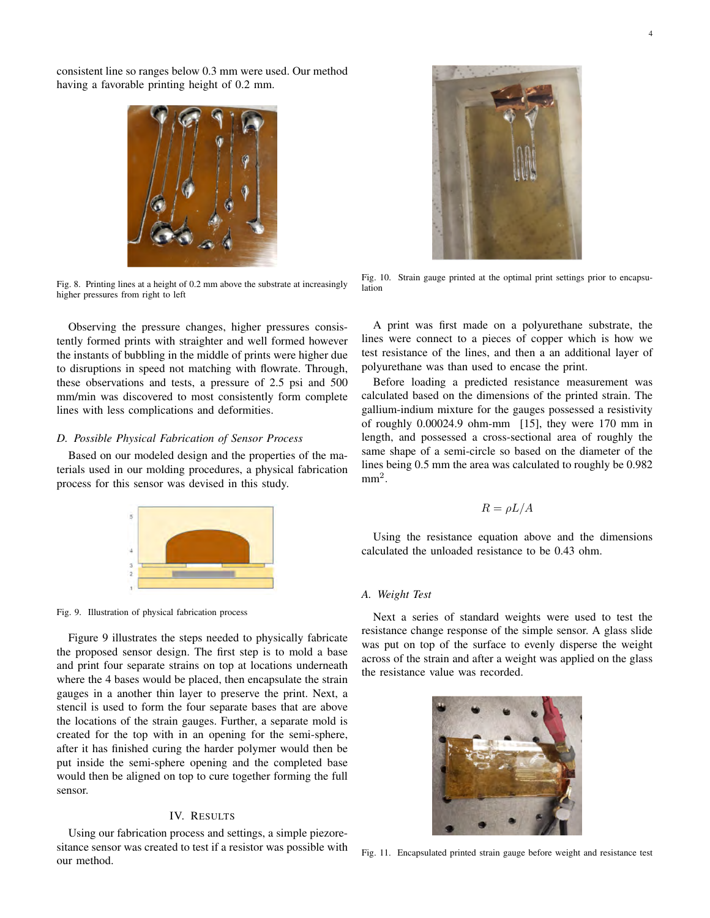consistent line so ranges below 0.3 mm were used. Our method having a favorable printing height of 0.2 mm.

Fig. 8. Printing lines at a height of 0.2 mm above the substrate at increasingly higher pressures from right to left

Observing the pressure changes, higher pressures consistently formed prints with straighter and well formed however the instants of bubbling in the middle of prints were higher due to disruptions in speed not matching with flowrate. Through, these observations and tests, a pressure of 2.5 psi and 500 mm/min was discovered to most consistently form complete lines with less complications and deformities.

### *D. Possible Physical Fabrication of Sensor Process*

Based on our modeled design and the properties of the materials used in our molding procedures, a physical fabrication process for this sensor was devised in this study.

Fig. 9. Illustration of physical fabrication process

Figure 9 illustrates the steps needed to physically fabricate the proposed sensor design. The first step is to mold a base and print four separate strains on top at locations underneath where the 4 bases would be placed, then encapsulate the strain gauges in a another thin layer to preserve the print. Next, a stencil is used to form the four separate bases that are above the locations of the strain gauges. Further, a separate mold is created for the top with in an opening for the semi-sphere, after it has finished curing the harder polymer would then be put inside the semi-sphere opening and the completed base would then be aligned on top to cure together forming the full sensor.

## IV. Results

Using our fabrication process and settings, a simple piezoresitance sensor was created to test if a resistor was possible with our method.

Fig. 10. Strain gauge printed at the optimal print settings prior to encapsulation

A print was first made on a polyurethane substrate, the lines were connect to a pieces of copper which is how we test resistance of the lines, and then a an additional layer of polyurethane was than used to encase the print.

Before loading a predicted resistance measurement was calculated based on the dimensions of the printed strain. The gallium-indium mixture for the gauges possessed a resistivity of roughly 0.00024.9 ohm-mm [15], they were 170 mm in length, and possessed a cross-sectional area of roughly the same shape of a semi-circle so based on the diameter of the lines being 0.5 mm the area was calculated to roughly be 0.982 mm$^2$.

$$R = \rho L/A$$

Using the resistance equation above and the dimensions calculated the unloaded resistance to be 0.43 ohm.

### *A. Weight Test*

Next a series of standard weights were used to test the resistance change response of the simple sensor. A glass slide was put on top of the surface to evenly disperse the weight across of the strain and after a weight was applied on the glass the resistance value was recorded.

Fig. 11. Encapsulated printed strain gauge before weight and resistance test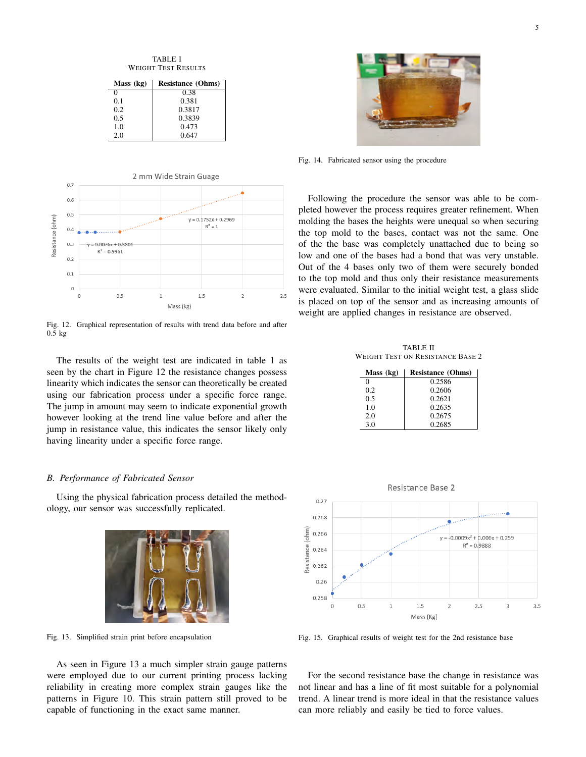TABLE I
WEIGHT TEST RESULTS

| Mass (kg) | Resistance (Ohms) |
|---|---|
| 0 | 0.38 |
| 0.1 | 0.381 |
| 0.2 | 0.3817 |
| 0.5 | 0.3839 |
| 1.0 | 0.473 |
| 2.0 | 0.647 |

Fig. 12. Graphical representation of results with trend data before and after 0.5 kg

The results of the weight test are indicated in table 1 as seen by the chart in Figure 12 the resistance changes possess linearity which indicates the sensor can theoretically be created using our fabrication process under a specific force range. The jump in amount may seem to indicate exponential growth however looking at the trend line value before and after the jump in resistance value, this indicates the sensor likely only having linearity under a specific force range.

### B. Performance of Fabricated Sensor

Using the physical fabrication process detailed the methodology, our sensor was successfully replicated.

Fig. 13. Simplified strain print before encapsulation

As seen in Figure 13 a much simpler strain gauge patterns were employed due to our current printing process lacking reliability in creating more complex strain gauges like the patterns in Figure 10. This strain pattern still proved to be capable of functioning in the exact same manner.

Fig. 14. Fabricated sensor using the procedure

Following the procedure the sensor was able to be completed however the process requires greater refinement. When molding the bases the heights were unequal so when securing the top mold to the bases, contact was not the same. One of the the base was completely unattached due to being so low and one of the bases had a bond that was very unstable. Out of the 4 bases only two of them were securely bonded to the top mold and thus only their resistance measurements were evaluated. Similar to the initial weight test, a glass slide is placed on top of the sensor and as increasing amounts of weight are applied changes in resistance are observed.

TABLE II
WEIGHT TEST ON RESISTANCE BASE 2

| Mass (kg) | Resistance (Ohms) |
|---|---|
| 0 | 0.2586 |
| 0.2 | 0.2606 |
| 0.5 | 0.2621 |
| 1.0 | 0.2635 |
| 2.0 | 0.2675 |
| 3.0 | 0.2685 |

Fig. 15. Graphical results of weight test for the 2nd resistance base

For the second resistance base the change in resistance was not linear and has a line of fit most suitable for a polynomial trend. A linear trend is more ideal in that the resistance values can more reliably and easily be tied to force values.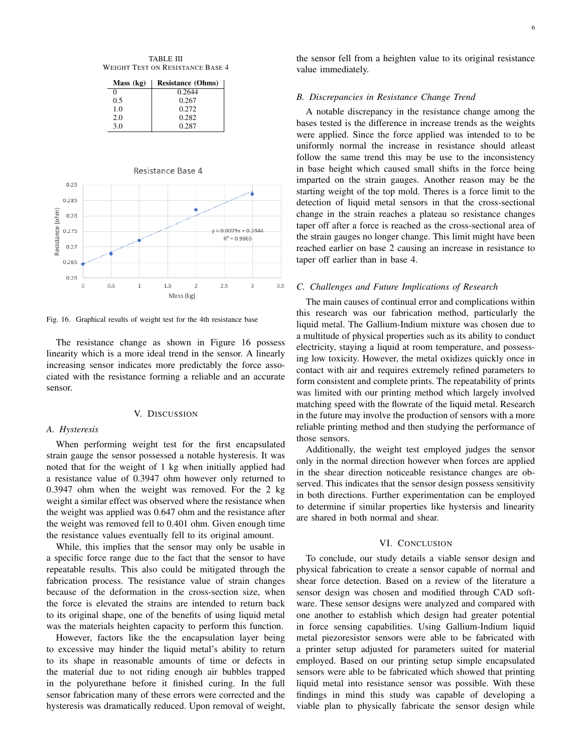TABLE III
WEIGHT TEST ON RESISTANCE BASE 4

| Mass (kg) | Resistance (Ohms) |
|---|---|
| 0 | 0.2644 |
| 0.5 | 0.267 |
| 1.0 | 0.272 |
| 2.0 | 0.282 |
| 3.0 | 0.287 |

Fig. 16. Graphical results of weight test for the 4th resistance base

The resistance change as shown in Figure 16 possess linearity which is a more ideal trend in the sensor. A linearly increasing sensor indicates more predictably the force associated with the resistance forming a reliable and an accurate sensor.

## V. DISCUSSION

### A. Hysteresis

When performing weight test for the first encapsulated strain gauge the sensor possessed a notable hysteresis. It was noted that for the weight of 1 kg when initially applied had a resistance value of 0.3947 ohm however only returned to 0.3947 ohm when the weight was removed. For the 2 kg weight a similar effect was observed where the resistance when the weight was applied was 0.647 ohm and the resistance after the weight was removed fell to 0.401 ohm. Given enough time the resistance values eventually fell to its original amount.

While, this implies that the sensor may only be usable in a specific force range due to the fact that the sensor to have repeatable results. This also could be mitigated through the fabrication process. The resistance value of strain changes because of the deformation in the cross-section size, when the force is elevated the strains are intended to return back to its original shape, one of the benefits of using liquid metal was the materials heighten capacity to perform this function.

However, factors like the the encapsulation layer being to excessive may hinder the liquid metal's ability to return to its shape in reasonable amounts of time or defects in the material due to not riding enough air bubbles trapped in the polyurethane before it finished curing. In the full sensor fabrication many of these errors were corrected and the hysteresis was dramatically reduced. Upon removal of weight, the sensor fell from a heighten value to its original resistance value immediately.

### B. Discrepancies in Resistance Change Trend

A notable discrepancy in the resistance change among the bases tested is the difference in increase trends as the weights were applied. Since the force applied was intended to to be uniformly normal the increase in resistance should atleast follow the same trend this may be use to the inconsistency in base height which caused small shifts in the force being imparted on the strain gauges. Another reason may be the starting weight of the top mold. Theres is a force limit to the detection of liquid metal sensors in that the cross-sectional change in the strain reaches a plateau so resistance changes taper off after a force is reached as the cross-sectional area of the strain gauges no longer change. This limit might have been reached earlier on base 2 causing an increase in resistance to taper off earlier than in base 4.

### C. Challenges and Future Implications of Research

The main causes of continual error and complications within this research was our fabrication method, particularly the liquid metal. The Gallium-Indium mixture was chosen due to a multitude of physical properties such as its ability to conduct electricity, staying a liquid at room temperature, and possessing low toxicity. However, the metal oxidizes quickly once in contact with air and requires extremely refined parameters to form consistent and complete prints. The repeatability of prints was limited with our printing method which largely involved matching speed with the flowrate of the liquid metal. Research in the future may involve the production of sensors with a more reliable printing method and then studying the performance of those sensors.

Additionally, the weight test employed judges the sensor only in the normal direction however when forces are applied in the shear direction noticeable resistance changes are observed. This indicates that the sensor design possess sensitivity in both directions. Further experimentation can be employed to determine if similar properties like hystersis and linearity are shared in both normal and shear.

## VI. CONCLUSION

To conclude, our study details a viable sensor design and physical fabrication to create a sensor capable of normal and shear force detection. Based on a review of the literature a sensor design was chosen and modified through CAD software. These sensor designs were analyzed and compared with one another to establish which design had greater potential in force sensing capabilities. Using Gallium-Indium liquid metal piezoresistor sensors were able to be fabricated with a printer setup adjusted for parameters suited for material employed. Based on our printing setup simple encapsulated sensors were able to be fabricated which showed that printing liquid metal into resistance sensor was possible. With these findings in mind this study was capable of developing a viable plan to physically fabricate the sensor design while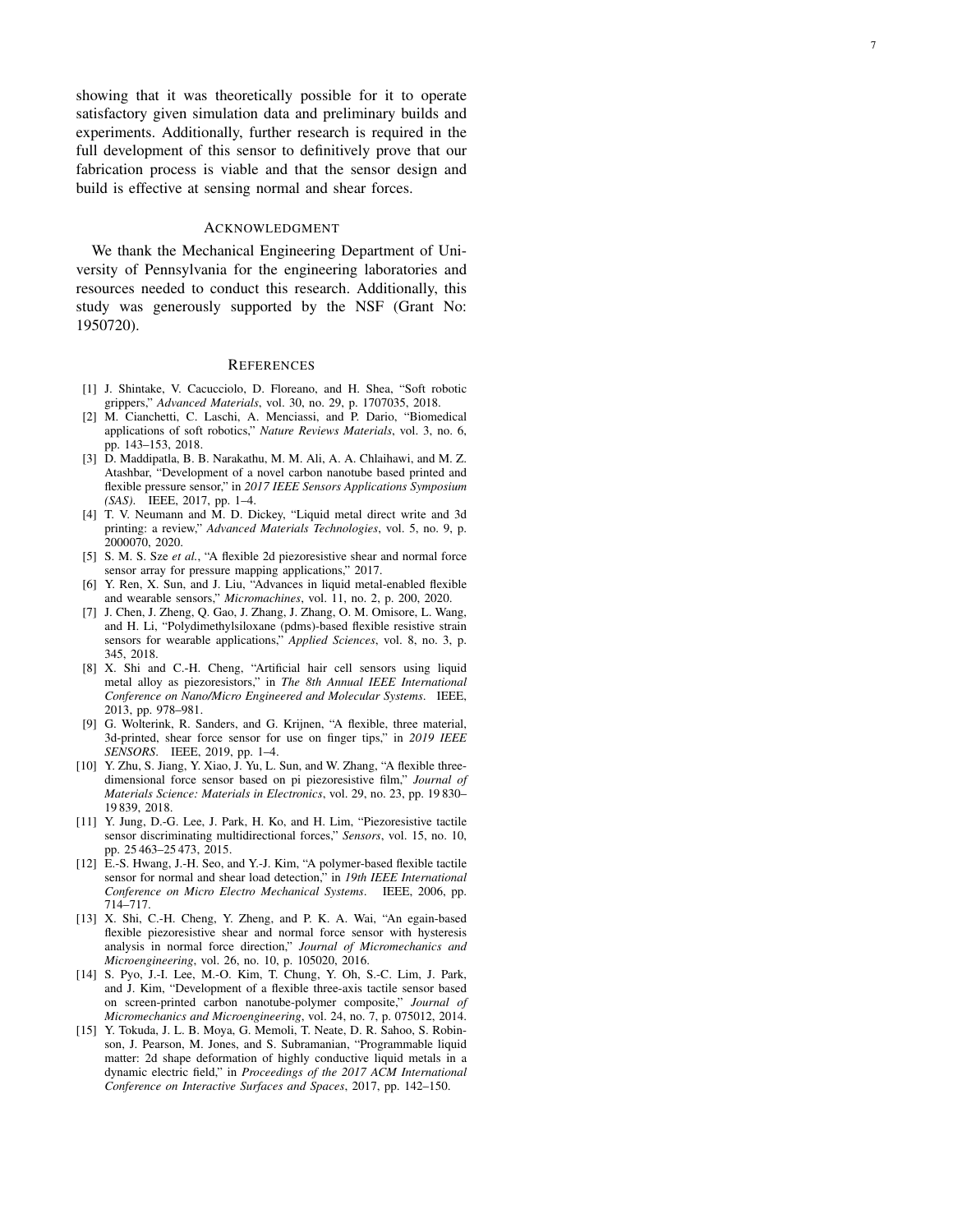showing that it was theoretically possible for it to operate satisfactory given simulation data and preliminary builds and experiments. Additionally, further research is required in the full development of this sensor to definitively prove that our fabrication process is viable and that the sensor design and build is effective at sensing normal and shear forces.

## Acknowledgment

We thank the Mechanical Engineering Department of University of Pennsylvania for the engineering laboratories and resources needed to conduct this research. Additionally, this study was generously supported by the NSF (Grant No: 1950720).

## References

[1] J. Shintake, V. Cacucciolo, D. Floreano, and H. Shea, "Soft robotic grippers," *Advanced Materials*, vol. 30, no. 29, p. 1707035, 2018.

[2] M. Cianchetti, C. Laschi, A. Menciassi, and P. Dario, "Biomedical applications of soft robotics," *Nature Reviews Materials*, vol. 3, no. 6, pp. 143–153, 2018.

[3] D. Maddipatla, B. B. Narakathu, M. M. Ali, A. A. Chlaihawi, and M. Z. Atashbar, "Development of a novel carbon nanotube based printed and flexible pressure sensor," in *2017 IEEE Sensors Applications Symposium (SAS)*. IEEE, 2017, pp. 1–4.

[4] T. V. Neumann and M. D. Dickey, "Liquid metal direct write and 3d printing: a review," *Advanced Materials Technologies*, vol. 5, no. 9, p. 2000070, 2020.

[5] S. M. S. Sze *et al.*, "A flexible 2d piezoresistive shear and normal force sensor array for pressure mapping applications," 2017.

[6] Y. Ren, X. Sun, and J. Liu, "Advances in liquid metal-enabled flexible and wearable sensors," *Micromachines*, vol. 11, no. 2, p. 200, 2020.

[7] J. Chen, J. Zheng, Q. Gao, J. Zhang, J. Zhang, O. M. Omisore, L. Wang, and H. Li, "Polydimethylsiloxane (pdms)-based flexible resistive strain sensors for wearable applications," *Applied Sciences*, vol. 8, no. 3, p. 345, 2018.

[8] X. Shi and C.-H. Cheng, "Artificial hair cell sensors using liquid metal alloy as piezoresistors," in *The 8th Annual IEEE International Conference on Nano/Micro Engineered and Molecular Systems*. IEEE, 2013, pp. 978–981.

[9] G. Wolterink, R. Sanders, and G. Krijnen, "A flexible, three material, 3d-printed, shear force sensor for use on finger tips," in *2019 IEEE SENSORS*. IEEE, 2019, pp. 1–4.

[10] Y. Zhu, S. Jiang, Y. Xiao, J. Yu, L. Sun, and W. Zhang, "A flexible three-dimensional force sensor based on pi piezoresistive film," *Journal of Materials Science: Materials in Electronics*, vol. 29, no. 23, pp. 19 830–19 839, 2018.

[11] Y. Jung, D.-G. Lee, J. Park, H. Ko, and H. Lim, "Piezoresistive tactile sensor discriminating multidirectional forces," *Sensors*, vol. 15, no. 10, pp. 25 463–25 473, 2015.

[12] E.-S. Hwang, J.-H. Seo, and Y.-J. Kim, "A polymer-based flexible tactile sensor for normal and shear load detection," in *19th IEEE International Conference on Micro Electro Mechanical Systems*. IEEE, 2006, pp. 714–717.

[13] X. Shi, C.-H. Cheng, Y. Zheng, and P. K. A. Wai, "An egain-based flexible piezoresistive shear and normal force sensor with hysteresis analysis in normal force direction," *Journal of Micromechanics and Microengineering*, vol. 26, no. 10, p. 105020, 2016.

[14] S. Pyo, J.-I. Lee, M.-O. Kim, T. Chung, Y. Oh, S.-C. Lim, J. Park, and J. Kim, "Development of a flexible three-axis tactile sensor based on screen-printed carbon nanotube-polymer composite," *Journal of Micromechanics and Microengineering*, vol. 24, no. 7, p. 075012, 2014.

[15] Y. Tokuda, J. L. B. Moya, G. Memoli, T. Neate, D. R. Sahoo, S. Robinson, J. Pearson, M. Jones, and S. Subramanian, "Programmable liquid matter: 2d shape deformation of highly conductive liquid metals in a dynamic electric field," in *Proceedings of the 2017 ACM International Conference on Interactive Surfaces and Spaces*, 2017, pp. 142–150.